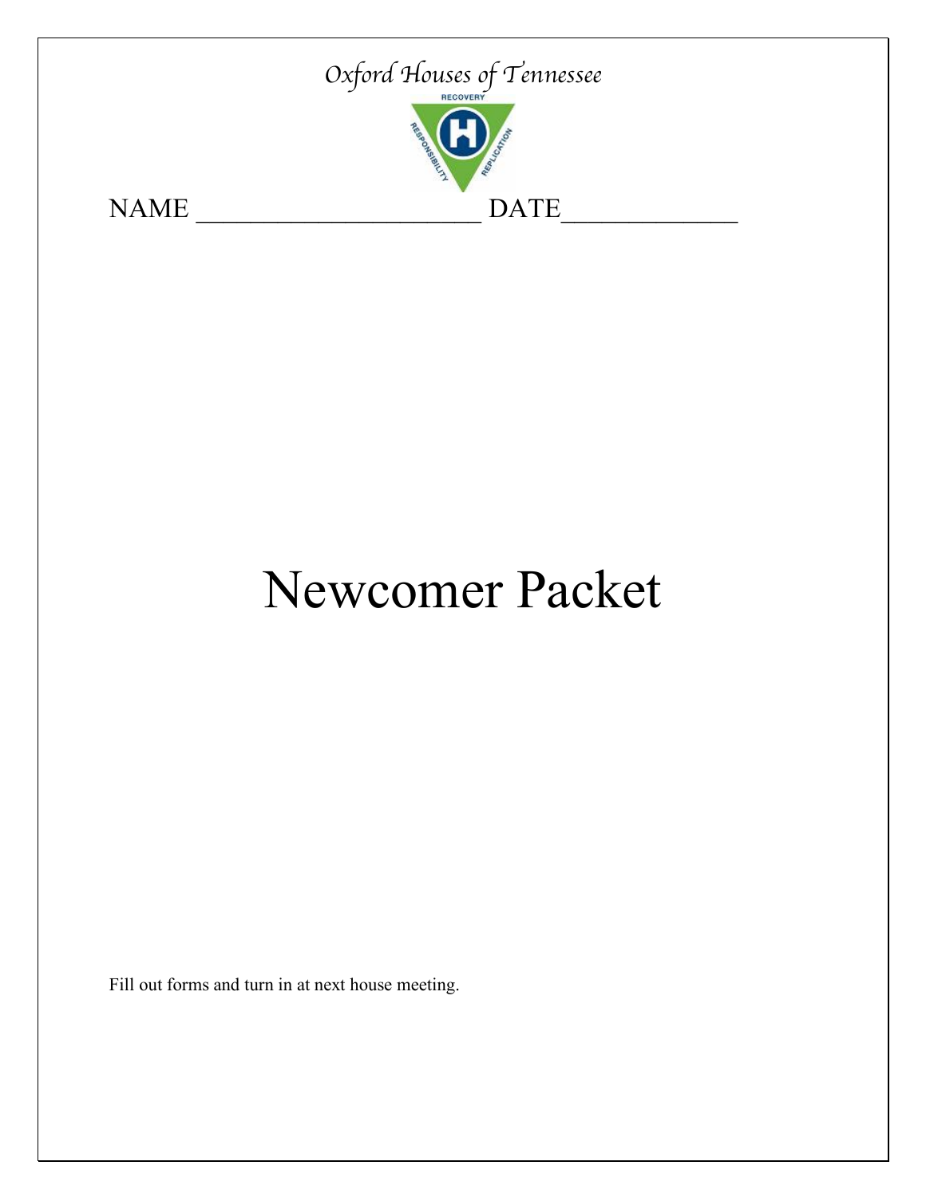*Oxford Houses of Tennessee*

RECOVERY

RESPONSIBILITY REPLICATION

NAME ______________________ DATE_____________

# Newcomer Packet

Fill out forms and turn in at next house meeting.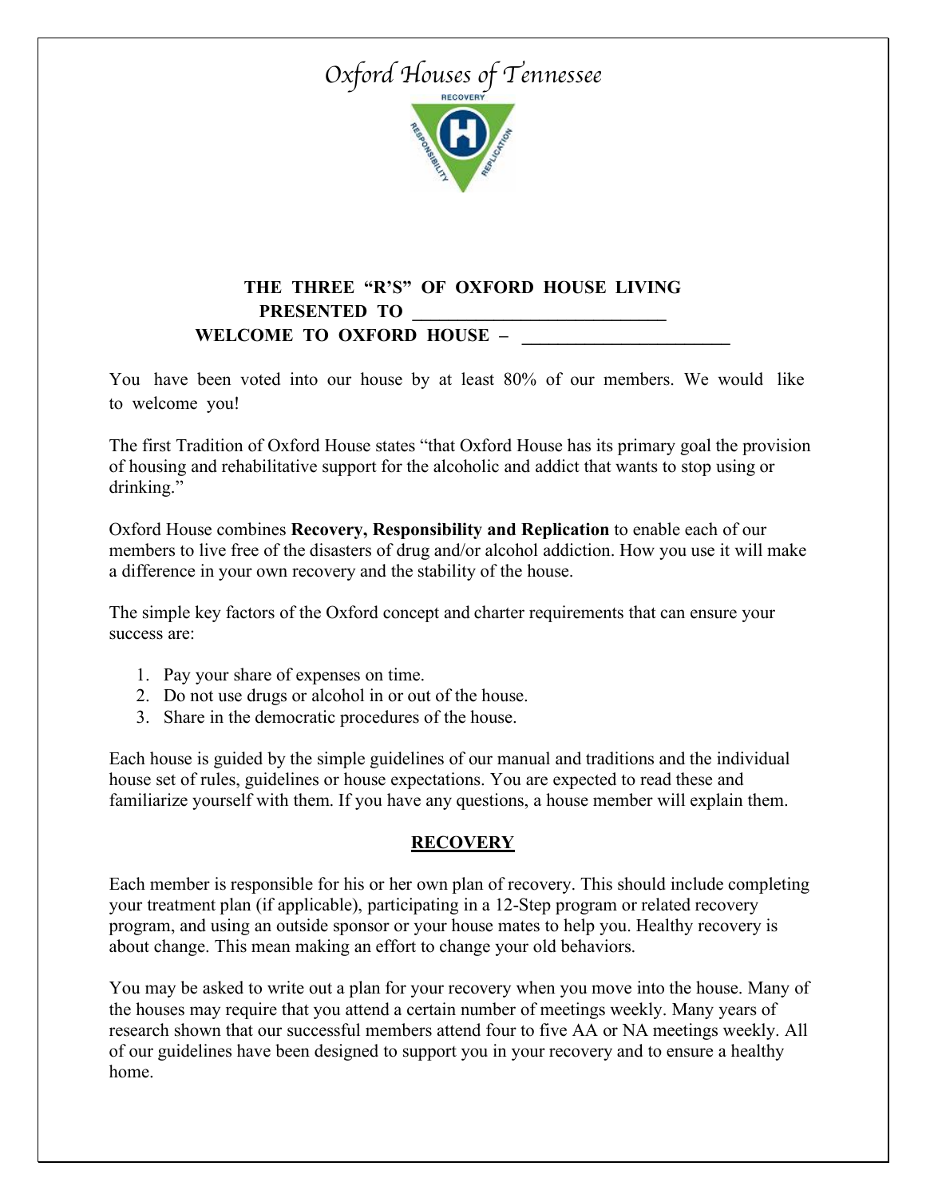# Oxford Houses of Tennessee

**THE THREE "R'S" OF OXFORD HOUSE LIVING**

**PRESENTED TO ____________________________**

**WELCOME TO OXFORD HOUSE – ______________________**

You have been voted into our house by at least 80% of our members. We would like to welcome you!

The first Tradition of Oxford House states "that Oxford House has its primary goal the provision of housing and rehabilitative support for the alcoholic and addict that wants to stop using or drinking."

Oxford House combines **Recovery, Responsibility and Replication** to enable each of our members to live free of the disasters of drug and/or alcohol addiction. How you use it will make a difference in your own recovery and the stability of the house.

The simple key factors of the Oxford concept and charter requirements that can ensure your success are:

1. Pay your share of expenses on time.
2. Do not use drugs or alcohol in or out of the house.
3. Share in the democratic procedures of the house.

Each house is guided by the simple guidelines of our manual and traditions and the individual house set of rules, guidelines or house expectations. You are expected to read these and familiarize yourself with them. If you have any questions, a house member will explain them.

## RECOVERY

Each member is responsible for his or her own plan of recovery. This should include completing your treatment plan (if applicable), participating in a 12-Step program or related recovery program, and using an outside sponsor or your house mates to help you. Healthy recovery is about change. This mean making an effort to change your old behaviors.

You may be asked to write out a plan for your recovery when you move into the house. Many of the houses may require that you attend a certain number of meetings weekly. Many years of research shown that our successful members attend four to five AA or NA meetings weekly. All of our guidelines have been designed to support you in your recovery and to ensure a healthy home.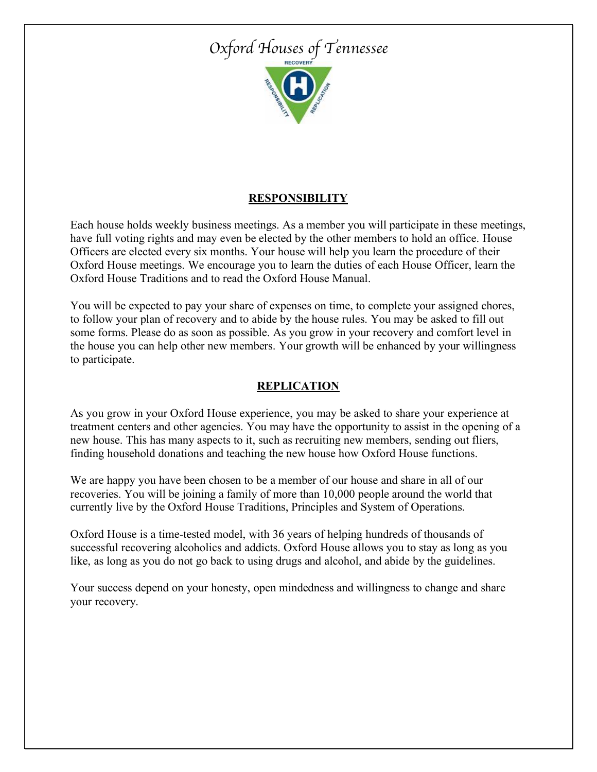# Oxford Houses of Tennessee

## RESPONSIBILITY

Each house holds weekly business meetings. As a member you will participate in these meetings, have full voting rights and may even be elected by the other members to hold an office. House Officers are elected every six months. Your house will help you learn the procedure of their Oxford House meetings. We encourage you to learn the duties of each House Officer, learn the Oxford House Traditions and to read the Oxford House Manual.

You will be expected to pay your share of expenses on time, to complete your assigned chores, to follow your plan of recovery and to abide by the house rules. You may be asked to fill out some forms. Please do as soon as possible. As you grow in your recovery and comfort level in the house you can help other new members. Your growth will be enhanced by your willingness to participate.

## REPLICATION

As you grow in your Oxford House experience, you may be asked to share your experience at treatment centers and other agencies. You may have the opportunity to assist in the opening of a new house. This has many aspects to it, such as recruiting new members, sending out fliers, finding household donations and teaching the new house how Oxford House functions.

We are happy you have been chosen to be a member of our house and share in all of our recoveries. You will be joining a family of more than 10,000 people around the world that currently live by the Oxford House Traditions, Principles and System of Operations.

Oxford House is a time-tested model, with 36 years of helping hundreds of thousands of successful recovering alcoholics and addicts. Oxford House allows you to stay as long as you like, as long as you do not go back to using drugs and alcohol, and abide by the guidelines.

Your success depend on your honesty, open mindedness and willingness to change and share your recovery.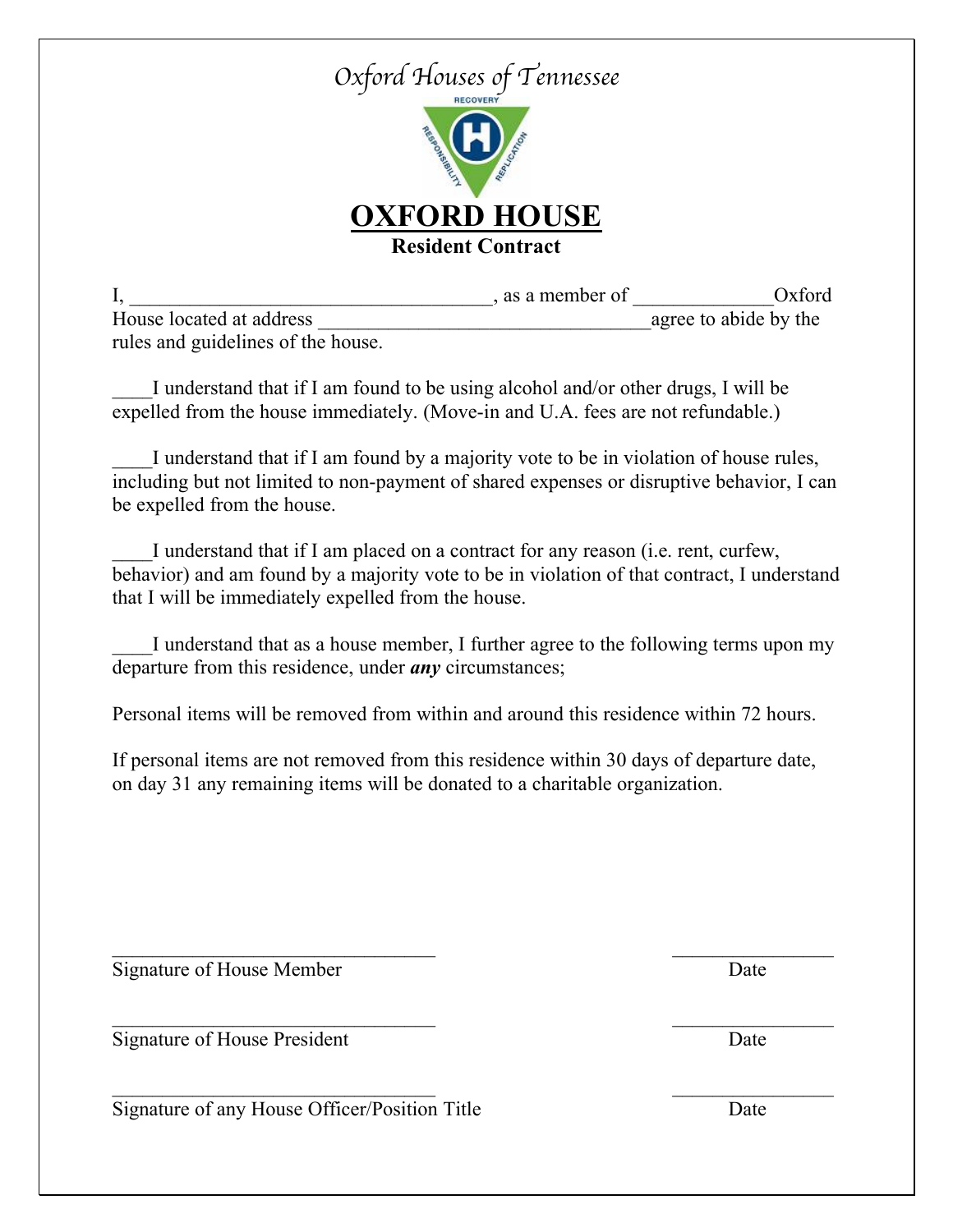*Oxford Houses of Tennessee*

RECOVERY

RESPONSIBILITY REPLICATION

# OXFORD HOUSE

**Resident Contract**

I, ____________________________________, as a member of _____________Oxford House located at address ________________________________agree to abide by the rules and guidelines of the house.

____I understand that if I am found to be using alcohol and/or other drugs, I will be expelled from the house immediately. (Move-in and U.A. fees are not refundable.)

____I understand that if I am found by a majority vote to be in violation of house rules, including but not limited to non-payment of shared expenses or disruptive behavior, I can be expelled from the house.

____I understand that if I am placed on a contract for any reason (i.e. rent, curfew, behavior) and am found by a majority vote to be in violation of that contract, I understand that I will be immediately expelled from the house.

____I understand that as a house member, I further agree to the following terms upon my departure from this residence, under ***any*** circumstances;

Personal items will be removed from within and around this residence within 72 hours.

If personal items are not removed from this residence within 30 days of departure date, on day 31 any remaining items will be donated to a charitable organization.

________________________________ ________________
Signature of House Member Date

________________________________ ________________
Signature of House President Date

________________________________ ________________
Signature of any House Officer/Position Title Date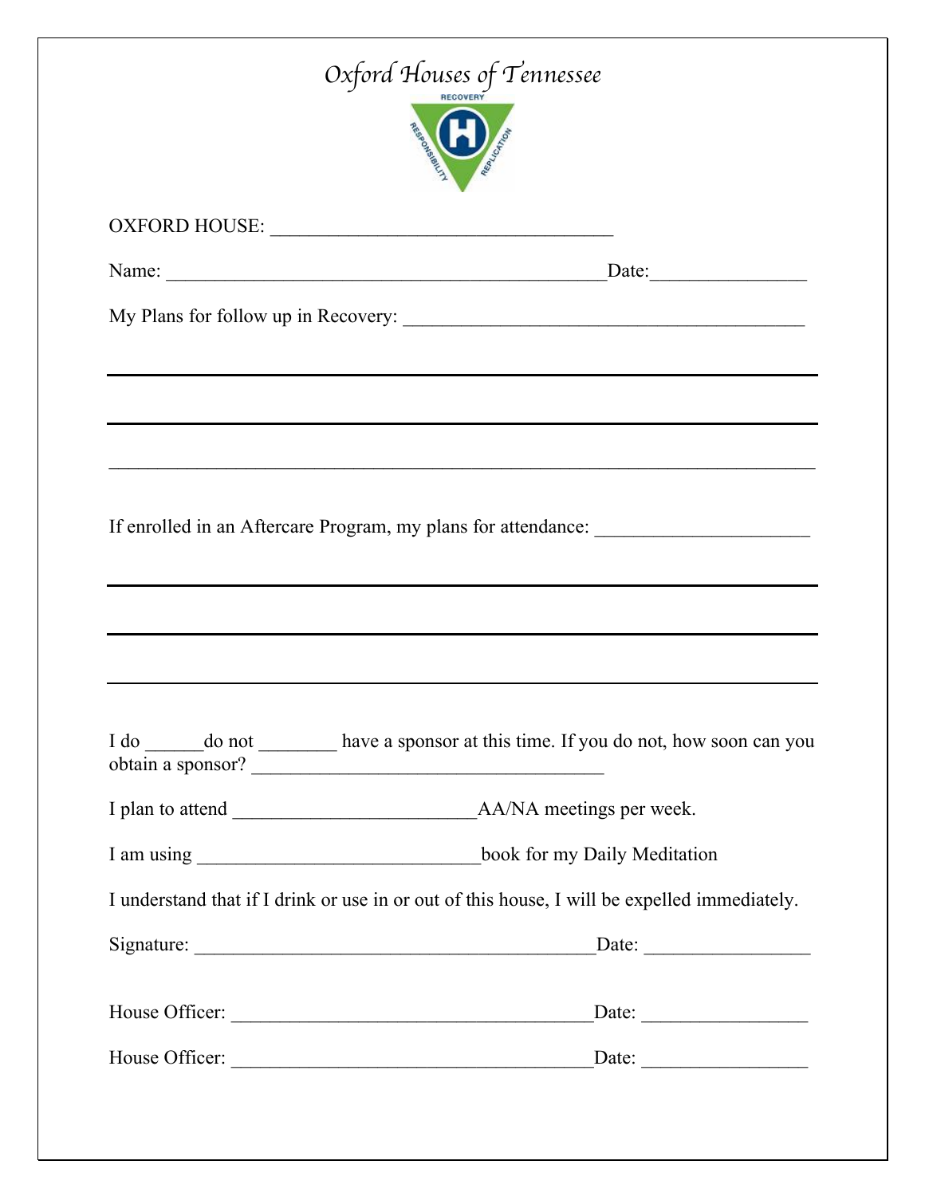# *Oxford Houses of Tennessee*

OXFORD HOUSE: ___________________________________

Name: ______________________________________________Date:________________

My Plans for follow up in Recovery: __________________________________________

_______________________________________________________________________

_______________________________________________________________________

_______________________________________________________________________

If enrolled in an Aftercare Program, my plans for attendance: ______________________

_______________________________________________________________________

_______________________________________________________________________

_______________________________________________________________________

I do ______do not ________ have a sponsor at this time. If you do not, how soon can you obtain a sponsor? ____________________________________

I plan to attend _________________________AA/NA meetings per week.

I am using _____________________________book for my Daily Meditation

I understand that if I drink or use in or out of this house, I will be expelled immediately.

Signature: _________________________________________Date: _________________

House Officer: ______________________________________Date: _________________

House Officer: ______________________________________Date: _________________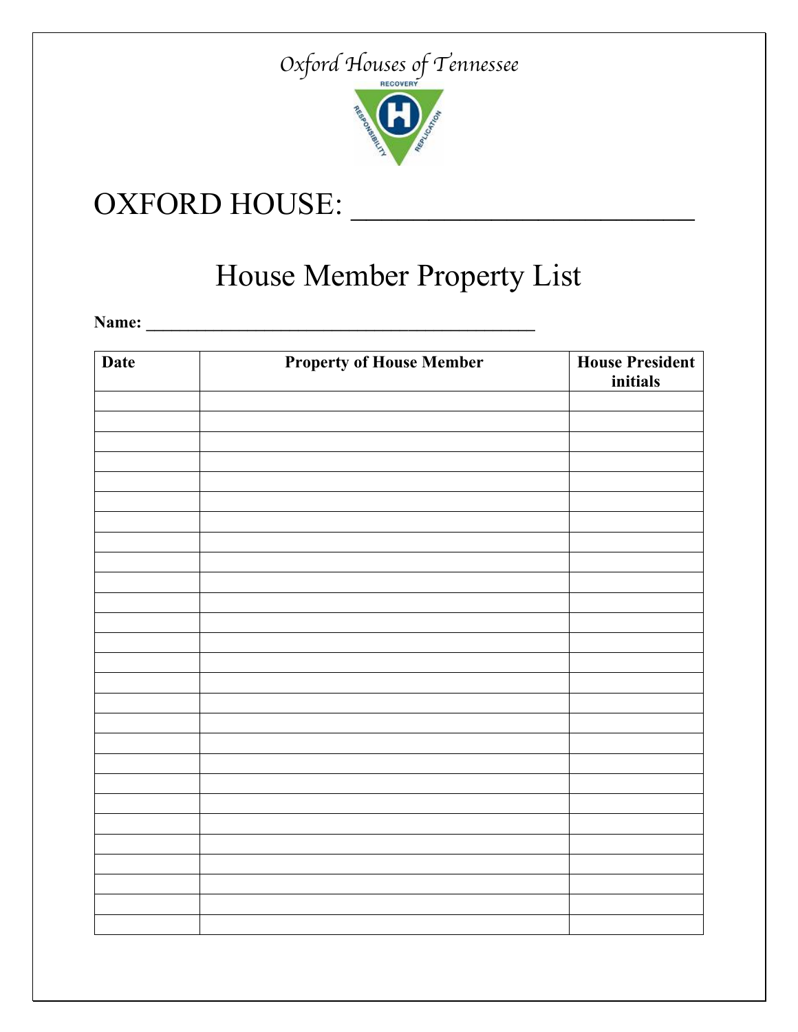*Oxford Houses of Tennessee*

RECOVERY

RESPONSIBILITY

REPLICATION

# OXFORD HOUSE: ______________________

## House Member Property List

**Name: ___________________________________________**

| **Date** | **Property of House Member** | **House President initials** |
|---|---|---|
| | | |
| | | |
| | | |
| | | |
| | | |
| | | |
| | | |
| | | |
| | | |
| | | |
| | | |
| | | |
| | | |
| | | |
| | | |
| | | |
| | | |
| | | |
| | | |
| | | |
| | | |
| | | |
| | | |
| | | |
| | | |
| | | |
| | | |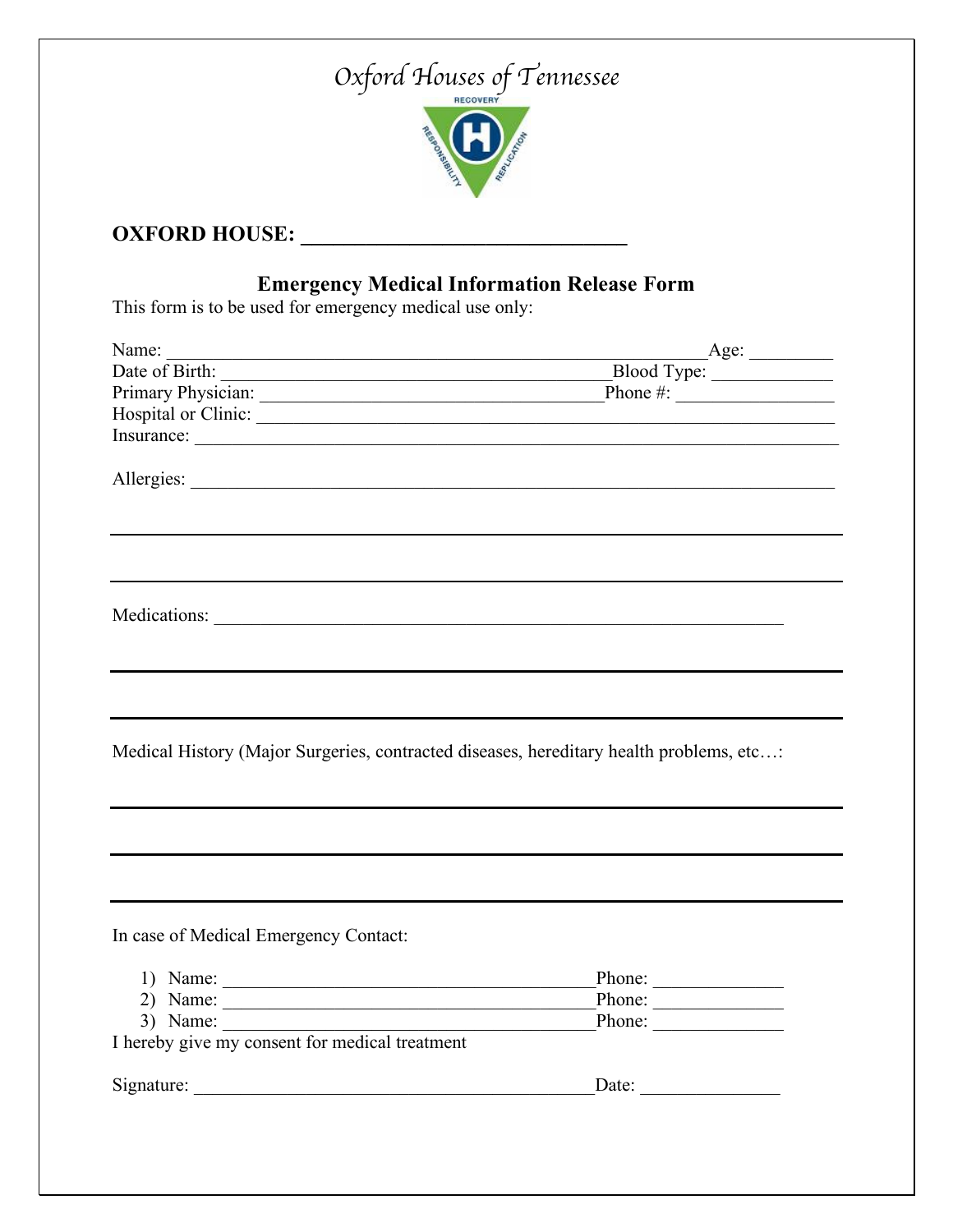# *Oxford Houses of Tennessee*

RECOVERY

RESPONSIBILITY

REPLICATION

**OXFORD HOUSE: ______________________________**

## Emergency Medical Information Release Form

This form is to be used for emergency medical use only:

Name: ____________________________________________________________Age: _________

Date of Birth: ____________________________________________Blood Type: _____________

Primary Physician: ______________________________________Phone #: ________________

Hospital or Clinic: _________________________________________________________________

Insurance: ________________________________________________________________________

Allergies: _________________________________________________________________________

___________________________________________________________________________________

___________________________________________________________________________________

Medications: ______________________________________________________________

___________________________________________________________________________________

___________________________________________________________________________________

Medical History (Major Surgeries, contracted diseases, hereditary health problems, etc…:

___________________________________________________________________________________

___________________________________________________________________________________

___________________________________________________________________________________

In case of Medical Emergency Contact:

1) Name: __________________________________________Phone: ______________
2) Name: __________________________________________Phone: ______________
3) Name: __________________________________________Phone: ______________

I hereby give my consent for medical treatment

Signature: ____________________________________________Date: _______________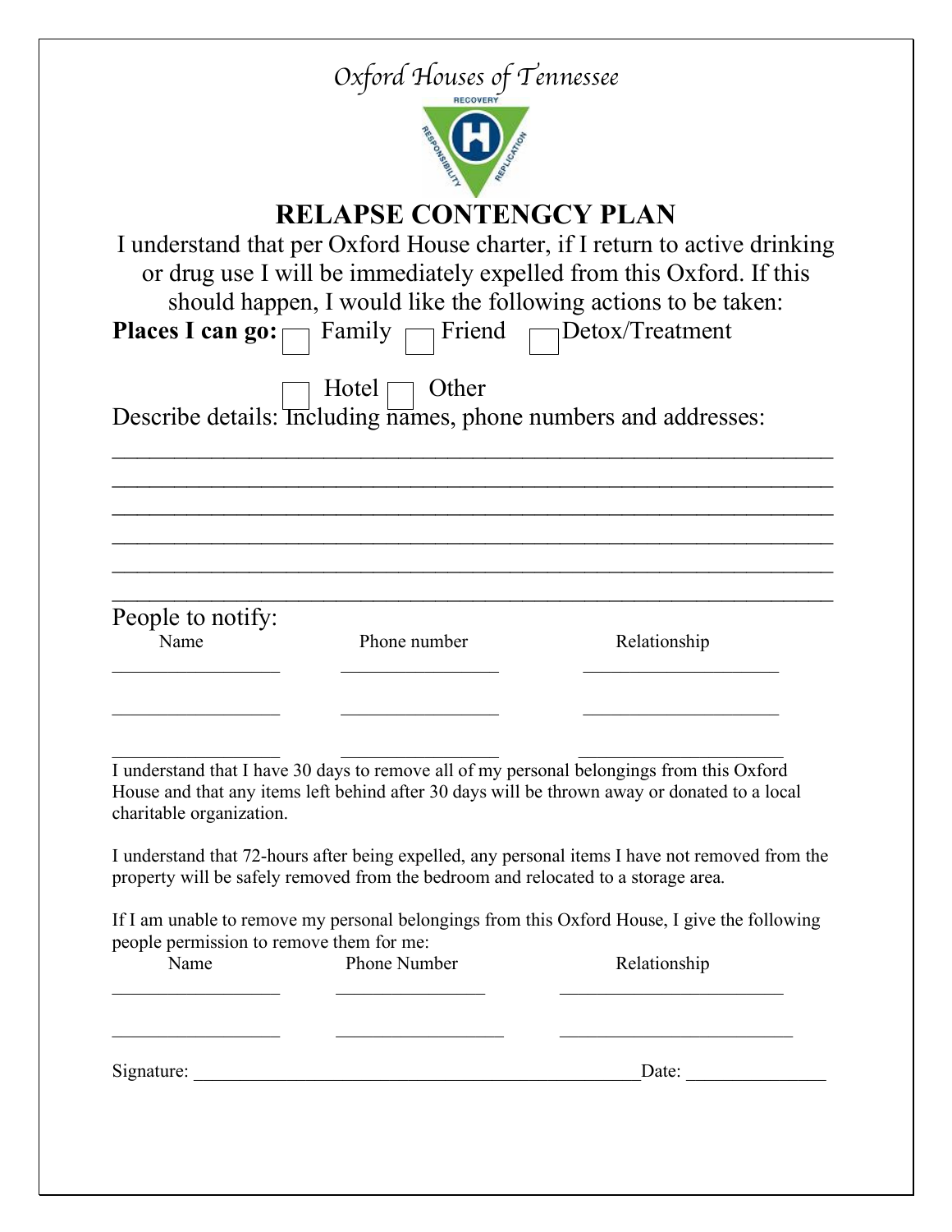*Oxford Houses of Tennessee*

# RELAPSE CONTENGCY PLAN

I understand that per Oxford House charter, if I return to active drinking or drug use I will be immediately expelled from this Oxford. If this should happen, I would like the following actions to be taken:

**Places I can go:** ☐ Family ☐ Friend ☐ Detox/Treatment

☐ Hotel ☐ Other

Describe details: Including names, phone numbers and addresses:

\_\_\_\_\_\_\_\_\_\_\_\_\_\_\_\_\_\_\_\_\_\_\_\_\_\_\_\_\_\_\_\_\_\_\_\_\_\_\_\_\_\_\_\_\_\_\_\_\_\_\_\_\_\_\_\_

\_\_\_\_\_\_\_\_\_\_\_\_\_\_\_\_\_\_\_\_\_\_\_\_\_\_\_\_\_\_\_\_\_\_\_\_\_\_\_\_\_\_\_\_\_\_\_\_\_\_\_\_\_\_\_\_

\_\_\_\_\_\_\_\_\_\_\_\_\_\_\_\_\_\_\_\_\_\_\_\_\_\_\_\_\_\_\_\_\_\_\_\_\_\_\_\_\_\_\_\_\_\_\_\_\_\_\_\_\_\_\_\_

\_\_\_\_\_\_\_\_\_\_\_\_\_\_\_\_\_\_\_\_\_\_\_\_\_\_\_\_\_\_\_\_\_\_\_\_\_\_\_\_\_\_\_\_\_\_\_\_\_\_\_\_\_\_\_\_

\_\_\_\_\_\_\_\_\_\_\_\_\_\_\_\_\_\_\_\_\_\_\_\_\_\_\_\_\_\_\_\_\_\_\_\_\_\_\_\_\_\_\_\_\_\_\_\_\_\_\_\_\_\_\_\_

\_\_\_\_\_\_\_\_\_\_\_\_\_\_\_\_\_\_\_\_\_\_\_\_\_\_\_\_\_\_\_\_\_\_\_\_\_\_\_\_\_\_\_\_\_\_\_\_\_\_\_\_\_\_\_\_

People to notify:

| Name | Phone number | Relationship |
|---|---|---|
| \_\_\_\_\_\_\_\_\_\_\_\_\_\_ | \_\_\_\_\_\_\_\_\_\_\_\_\_\_ | \_\_\_\_\_\_\_\_\_\_\_\_\_\_ |
| \_\_\_\_\_\_\_\_\_\_\_\_\_\_ | \_\_\_\_\_\_\_\_\_\_\_\_\_\_ | \_\_\_\_\_\_\_\_\_\_\_\_\_\_ |
| \_\_\_\_\_\_\_\_\_\_\_\_\_\_ | \_\_\_\_\_\_\_\_\_\_\_\_\_\_ | \_\_\_\_\_\_\_\_\_\_\_\_\_\_ |

I understand that I have 30 days to remove all of my personal belongings from this Oxford House and that any items left behind after 30 days will be thrown away or donated to a local charitable organization.

I understand that 72-hours after being expelled, any personal items I have not removed from the property will be safely removed from the bedroom and relocated to a storage area.

If I am unable to remove my personal belongings from this Oxford House, I give the following people permission to remove them for me:

| Name | Phone Number | Relationship |
|---|---|---|
| \_\_\_\_\_\_\_\_\_\_\_\_\_\_ | \_\_\_\_\_\_\_\_\_\_\_\_\_\_ | \_\_\_\_\_\_\_\_\_\_\_\_\_\_ |
| \_\_\_\_\_\_\_\_\_\_\_\_\_\_ | \_\_\_\_\_\_\_\_\_\_\_\_\_\_ | \_\_\_\_\_\_\_\_\_\_\_\_\_\_ |

Signature: \_\_\_\_\_\_\_\_\_\_\_\_\_\_\_\_\_\_\_\_\_\_\_\_\_\_\_\_\_\_\_\_\_\_\_\_\_\_\_\_ Date: \_\_\_\_\_\_\_\_\_\_\_\_\_\_